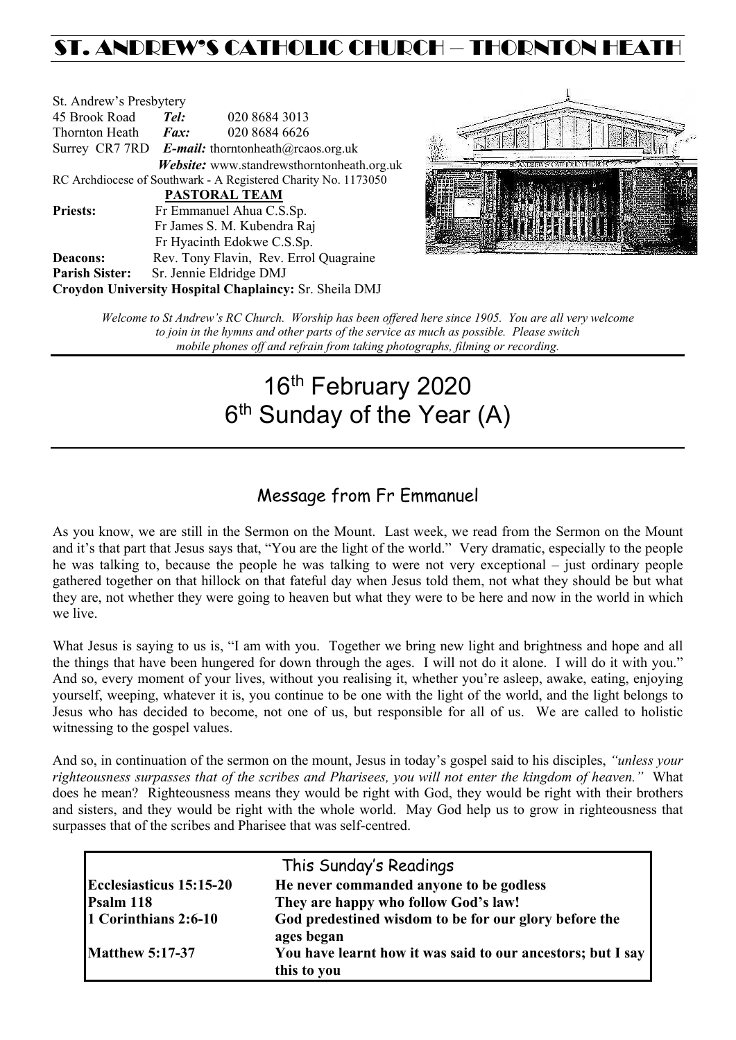# ST. ANDREW'S CATHOLIC CHURCH – THORNTON HEATH

St. Andrew's Presbytery
45 Brook Road **Tel:** 020 8684 3013
Thornton Heath **Fax:** 020 8684 6626
Surrey CR7 7RD ***E-mail:*** thorntonheath@rcaos.org.uk
***Website:*** www.standrewsthorntonheath.org.uk
RC Archdiocese of Southwark - A Registered Charity No. 1173050

**PASTORAL TEAM**

**Priests:** Fr Emmanuel Ahua C.S.Sp.
Fr James S. M. Kubendra Raj
Fr Hyacinth Edokwe C.S.Sp.
**Deacons:** Rev. Tony Flavin, Rev. Errol Quagraine
**Parish Sister:** Sr. Jennie Eldridge DMJ
**Croydon University Hospital Chaplaincy:** Sr. Sheila DMJ

*Welcome to St Andrew's RC Church. Worship has been offered here since 1905. You are all very welcome to join in the hymns and other parts of the service as much as possible. Please switch mobile phones off and refrain from taking photographs, filming or recording.*

# 16th February 2020
# 6th Sunday of the Year (A)

## Message from Fr Emmanuel

As you know, we are still in the Sermon on the Mount. Last week, we read from the Sermon on the Mount and it's that part that Jesus says that, "You are the light of the world." Very dramatic, especially to the people he was talking to, because the people he was talking to were not very exceptional – just ordinary people gathered together on that hillock on that fateful day when Jesus told them, not what they should be but what they are, not whether they were going to heaven but what they were to be here and now in the world in which we live.

What Jesus is saying to us is, "I am with you. Together we bring new light and brightness and hope and all the things that have been hungered for down through the ages. I will not do it alone. I will do it with you." And so, every moment of your lives, without you realising it, whether you're asleep, awake, eating, enjoying yourself, weeping, whatever it is, you continue to be one with the light of the world, and the light belongs to Jesus who has decided to become, not one of us, but responsible for all of us. We are called to holistic witnessing to the gospel values.

And so, in continuation of the sermon on the mount, Jesus in today's gospel said to his disciples, *"unless your righteousness surpasses that of the scribes and Pharisees, you will not enter the kingdom of heaven."* What does he mean? Righteousness means they would be right with God, they would be right with their brothers and sisters, and they would be right with the whole world. May God help us to grow in righteousness that surpasses that of the scribes and Pharisee that was self-centred.

## This Sunday's Readings

| | |
|---|---|
| **Ecclesiasticus 15:15-20** | **He never commanded anyone to be godless** |
| **Psalm 118** | **They are happy who follow God's law!** |
| **1 Corinthians 2:6-10** | **God predestined wisdom to be for our glory before the ages began** |
| **Matthew 5:17-37** | **You have learnt how it was said to our ancestors; but I say this to you** |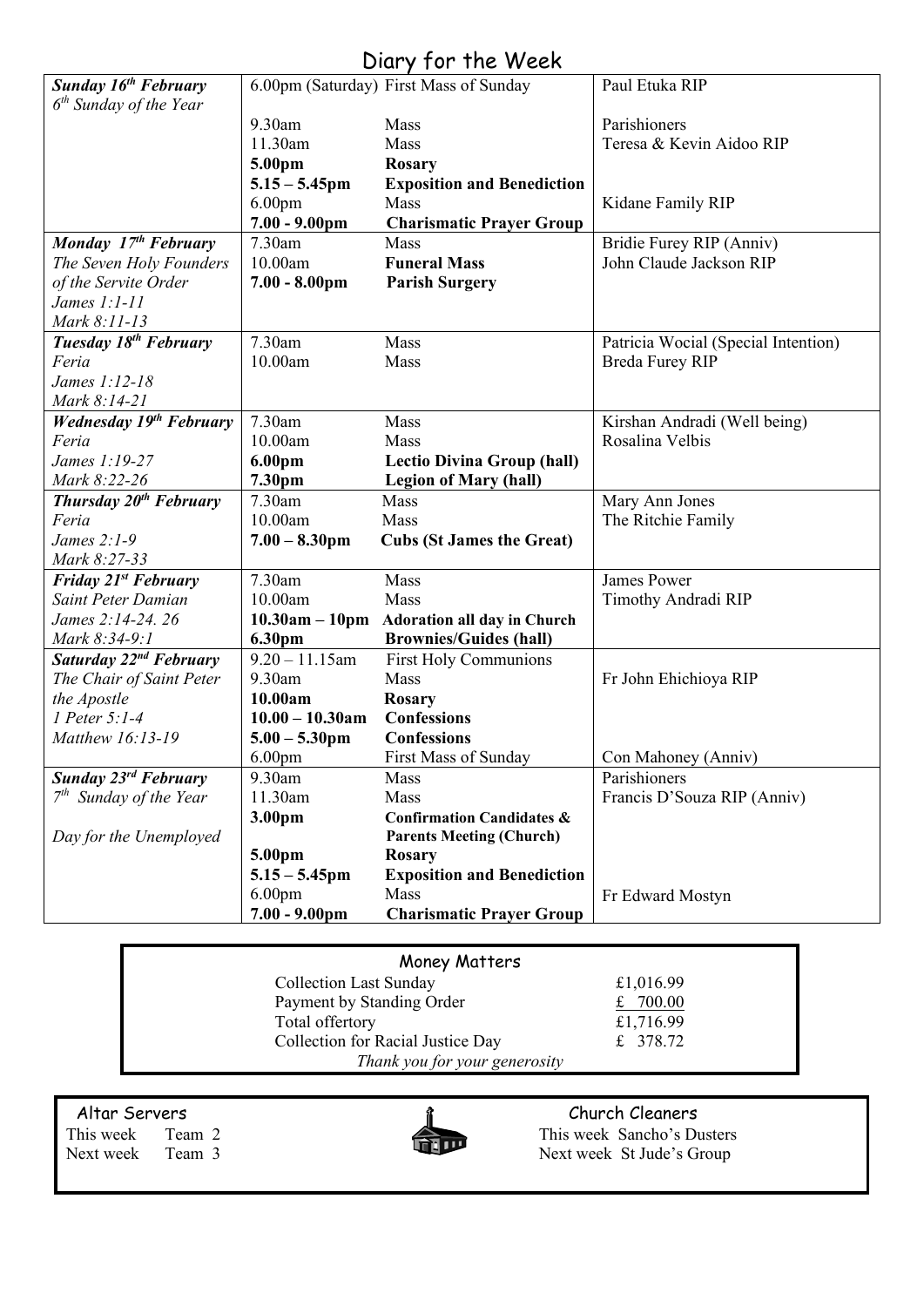# Diary for the Week

| Day | Time | Event | Intention |
|---|---|---|---|
| ***Sunday 16th February*** *6th Sunday of the Year* | 6.00pm (Saturday) | First Mass of Sunday | Paul Etuka RIP |
| | 9.30am | Mass | Parishioners |
| | 11.30am | Mass | Teresa & Kevin Aidoo RIP |
| | **5.00pm** | **Rosary** | |
| | **5.15 – 5.45pm** | **Exposition and Benediction** | |
| | 6.00pm | Mass | Kidane Family RIP |
| | **7.00 - 9.00pm** | **Charismatic Prayer Group** | |
| ***Monday 17th February*** *The Seven Holy Founders of the Servite Order* *James 1:1-11* *Mark 8:11-13* | 7.30am | Mass | Bridie Furey RIP (Anniv) |
| | 10.00am | **Funeral Mass** | John Claude Jackson RIP |
| | **7.00 - 8.00pm** | **Parish Surgery** | |
| ***Tuesday 18th February*** *Feria* *James 1:12-18* *Mark 8:14-21* | 7.30am | Mass | Patricia Wocial (Special Intention) |
| | 10.00am | Mass | Breda Furey RIP |
| ***Wednesday 19th February*** *Feria* *James 1:19-27* *Mark 8:22-26* | 7.30am | Mass | Kirshan Andradi (Well being) |
| | 10.00am | Mass | Rosalina Velbis |
| | **6.00pm** | **Lectio Divina Group (hall)** | |
| | **7.30pm** | **Legion of Mary (hall)** | |
| ***Thursday 20th February*** *Feria* *James 2:1-9* *Mark 8:27-33* | 7.30am | Mass | Mary Ann Jones |
| | 10.00am | Mass | The Ritchie Family |
| | **7.00 – 8.30pm** | **Cubs (St James the Great)** | |
| ***Friday 21st February*** *Saint Peter Damian* *James 2:14-24. 26* *Mark 8:34-9:1* | 7.30am | Mass | James Power |
| | 10.00am | Mass | Timothy Andradi RIP |
| | **10.30am – 10pm** | **Adoration all day in Church** | |
| | **6.30pm** | **Brownies/Guides (hall)** | |
| ***Saturday 22nd February*** *The Chair of Saint Peter the Apostle* *1 Peter 5:1-4* *Matthew 16:13-19* | 9.20 – 11.15am | First Holy Communions | |
| | 9.30am | Mass | Fr John Ehichioya RIP |
| | **10.00am** | **Rosary** | |
| | **10.00 – 10.30am** | **Confessions** | |
| | **5.00 – 5.30pm** | **Confessions** | |
| | 6.00pm | First Mass of Sunday | Con Mahoney (Anniv) |
| ***Sunday 23rd February*** *7th Sunday of the Year* *Day for the Unemployed* | 9.30am | Mass | Parishioners |
| | 11.30am | Mass | Francis D'Souza RIP (Anniv) |
| | **3.00pm** | **Confirmation Candidates & Parents Meeting (Church)** | |
| | **5.00pm** | **Rosary** | |
| | **5.15 – 5.45pm** | **Exposition and Benediction** | |
| | 6.00pm | Mass | Fr Edward Mostyn |
| | **7.00 - 9.00pm** | **Charismatic Prayer Group** | |

## Money Matters

| | |
|---|---|
| Collection Last Sunday | £1,016.99 |
| Payment by Standing Order | £ 700.00 |
| Total offertory | £1,716.99 |
| Collection for Racial Justice Day | £ 378.72 |

*Thank you for your generosity*

## Altar Servers

This week Team 2
Next week Team 3

## Church Cleaners

This week Sancho's Dusters
Next week St Jude's Group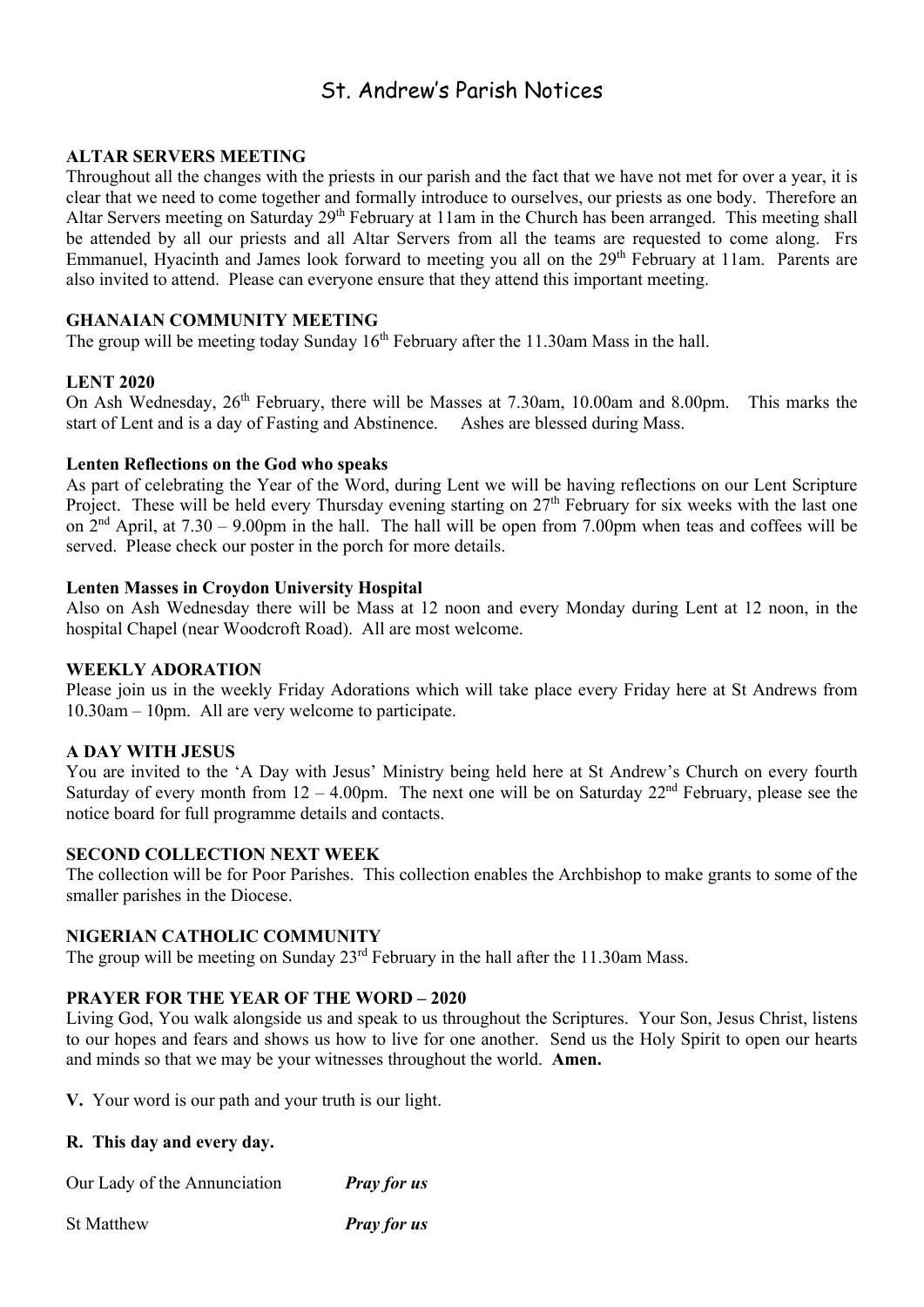# St. Andrew's Parish Notices

**ALTAR SERVERS MEETING**

Throughout all the changes with the priests in our parish and the fact that we have not met for over a year, it is clear that we need to come together and formally introduce to ourselves, our priests as one body. Therefore an Altar Servers meeting on Saturday 29th February at 11am in the Church has been arranged. This meeting shall be attended by all our priests and all Altar Servers from all the teams are requested to come along. Frs Emmanuel, Hyacinth and James look forward to meeting you all on the 29th February at 11am. Parents are also invited to attend. Please can everyone ensure that they attend this important meeting.

**GHANAIAN COMMUNITY MEETING**

The group will be meeting today Sunday 16th February after the 11.30am Mass in the hall.

**LENT 2020**

On Ash Wednesday, 26th February, there will be Masses at 7.30am, 10.00am and 8.00pm. This marks the start of Lent and is a day of Fasting and Abstinence. Ashes are blessed during Mass.

**Lenten Reflections on the God who speaks**

As part of celebrating the Year of the Word, during Lent we will be having reflections on our Lent Scripture Project. These will be held every Thursday evening starting on 27th February for six weeks with the last one on 2nd April, at 7.30 – 9.00pm in the hall. The hall will be open from 7.00pm when teas and coffees will be served. Please check our poster in the porch for more details.

**Lenten Masses in Croydon University Hospital**

Also on Ash Wednesday there will be Mass at 12 noon and every Monday during Lent at 12 noon, in the hospital Chapel (near Woodcroft Road). All are most welcome.

**WEEKLY ADORATION**

Please join us in the weekly Friday Adorations which will take place every Friday here at St Andrews from 10.30am – 10pm. All are very welcome to participate.

**A DAY WITH JESUS**

You are invited to the 'A Day with Jesus' Ministry being held here at St Andrew's Church on every fourth Saturday of every month from 12 – 4.00pm. The next one will be on Saturday 22nd February, please see the notice board for full programme details and contacts.

**SECOND COLLECTION NEXT WEEK**

The collection will be for Poor Parishes. This collection enables the Archbishop to make grants to some of the smaller parishes in the Diocese.

**NIGERIAN CATHOLIC COMMUNITY**

The group will be meeting on Sunday 23rd February in the hall after the 11.30am Mass.

**PRAYER FOR THE YEAR OF THE WORD – 2020**

Living God, You walk alongside us and speak to us throughout the Scriptures. Your Son, Jesus Christ, listens to our hopes and fears and shows us how to live for one another. Send us the Holy Spirit to open our hearts and minds so that we may be your witnesses throughout the world. **Amen.**

**V.** Your word is our path and your truth is our light.

**R. This day and every day.**

Our Lady of the Annunciation ***Pray for us***

St Matthew ***Pray for us***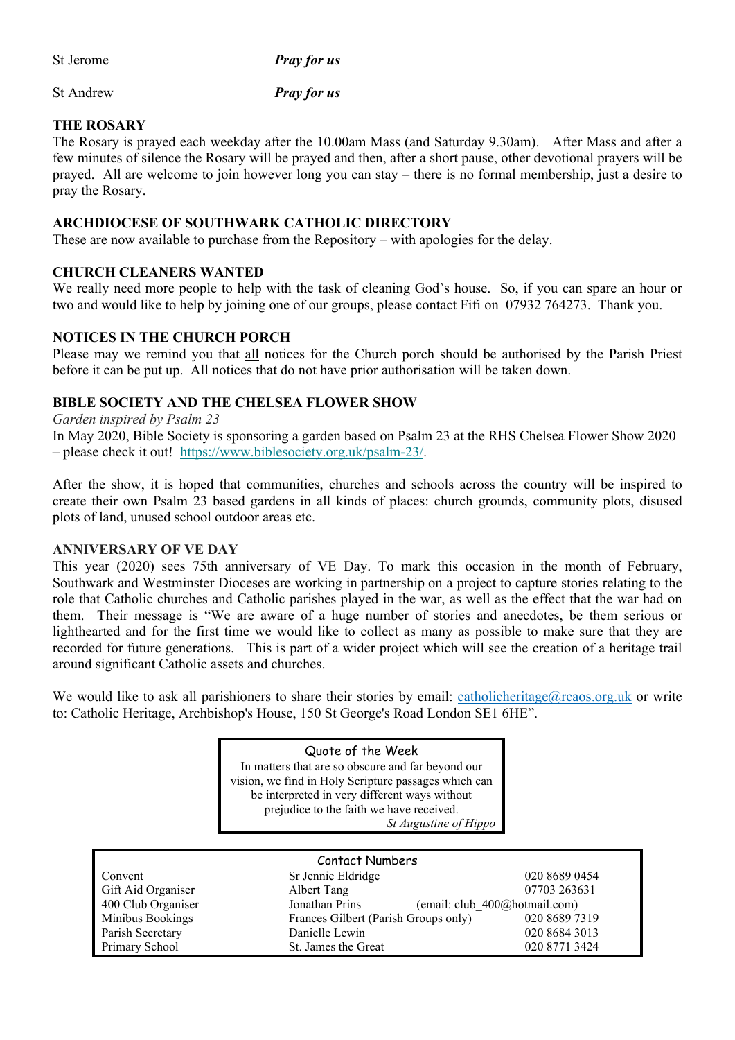| | |
|---|---|
| St Jerome | ***Pray for us*** |
| St Andrew | ***Pray for us*** |

**THE ROSARY**

The Rosary is prayed each weekday after the 10.00am Mass (and Saturday 9.30am). After Mass and after a few minutes of silence the Rosary will be prayed and then, after a short pause, other devotional prayers will be prayed. All are welcome to join however long you can stay – there is no formal membership, just a desire to pray the Rosary.

**ARCHDIOCESE OF SOUTHWARK CATHOLIC DIRECTORY**

These are now available to purchase from the Repository – with apologies for the delay.

**CHURCH CLEANERS WANTED**

We really need more people to help with the task of cleaning God's house. So, if you can spare an hour or two and would like to help by joining one of our groups, please contact Fifi on 07932 764273. Thank you.

**NOTICES IN THE CHURCH PORCH**

Please may we remind you that <u>all</u> notices for the Church porch should be authorised by the Parish Priest before it can be put up. All notices that do not have prior authorisation will be taken down.

**BIBLE SOCIETY AND THE CHELSEA FLOWER SHOW**

*Garden inspired by Psalm 23*

In May 2020, Bible Society is sponsoring a garden based on Psalm 23 at the RHS Chelsea Flower Show 2020 – please check it out! https://www.biblesociety.org.uk/psalm-23/.

After the show, it is hoped that communities, churches and schools across the country will be inspired to create their own Psalm 23 based gardens in all kinds of places: church grounds, community plots, disused plots of land, unused school outdoor areas etc.

**ANNIVERSARY OF VE DAY**

This year (2020) sees 75th anniversary of VE Day. To mark this occasion in the month of February, Southwark and Westminster Dioceses are working in partnership on a project to capture stories relating to the role that Catholic churches and Catholic parishes played in the war, as well as the effect that the war had on them. Their message is "We are aware of a huge number of stories and anecdotes, be them serious or lighthearted and for the first time we would like to collect as many as possible to make sure that they are recorded for future generations. This is part of a wider project which will see the creation of a heritage trail around significant Catholic assets and churches.

We would like to ask all parishioners to share their stories by email: catholicheritage@rcaos.org.uk or write to: Catholic Heritage, Archbishop's House, 150 St George's Road London SE1 6HE".

> Quote of the Week
>
> In matters that are so obscure and far beyond our vision, we find in Holy Scripture passages which can be interpreted in very different ways without prejudice to the faith we have received.
>
> *St Augustine of Hippo*

**Contact Numbers**

| | | |
|---|---|---|
| Convent | Sr Jennie Eldridge | 020 8689 0454 |
| Gift Aid Organiser | Albert Tang | 07703 263631 |
| 400 Club Organiser | Jonathan Prins | (email: club_400@hotmail.com) |
| Minibus Bookings | Frances Gilbert (Parish Groups only) | 020 8689 7319 |
| Parish Secretary | Danielle Lewin | 020 8684 3013 |
| Primary School | St. James the Great | 020 8771 3424 |